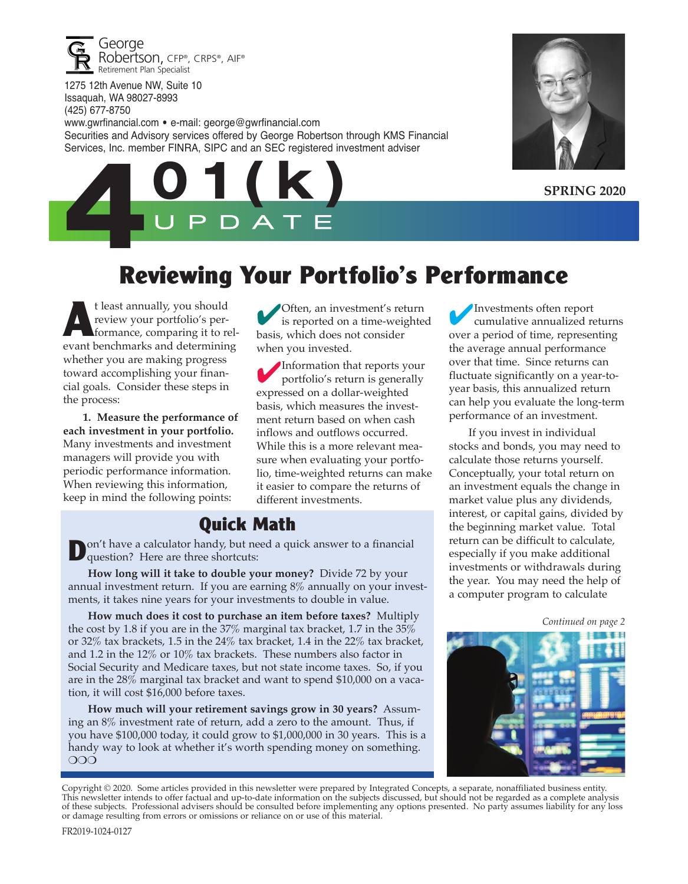George Robertson, CFP®, CRPS®, AIF®
Retirement Plan Specialist

1275 12th Avenue NW, Suite 10
Issaquah, WA 98027-8993
(425) 677-8750
www.gwrfinancial.com • e-mail: george@gwrfinancial.com
Securities and Advisory services offered by George Robertson through KMS Financial Services, Inc. member FINRA, SIPC and an SEC registered investment adviser

# 401(k) UPDATE

**SPRING 2020**

## Reviewing Your Portfolio's Performance

At least annually, you should review your portfolio's performance, comparing it to relevant benchmarks and determining whether you are making progress toward accomplishing your financial goals. Consider these steps in the process:

**1. Measure the performance of each investment in your portfolio.** Many investments and investment managers will provide you with periodic performance information. When reviewing this information, keep in mind the following points:

- Often, an investment's return is reported on a time-weighted basis, which does not consider when you invested.
- Information that reports your portfolio's return is generally expressed on a dollar-weighted basis, which measures the investment return based on when cash inflows and outflows occurred. While this is a more relevant measure when evaluating your portfolio, time-weighted returns can make it easier to compare the returns of different investments.
- Investments often report cumulative annualized returns over a period of time, representing the average annual performance over that time. Since returns can fluctuate significantly on a year-to-year basis, this annualized return can help you evaluate the long-term performance of an investment.

If you invest in individual stocks and bonds, you may need to calculate those returns yourself. Conceptually, your total return on an investment equals the change in market value plus any dividends, interest, or capital gains, divided by the beginning market value. Total return can be difficult to calculate, especially if you make additional investments or withdrawals during the year. You may need the help of a computer program to calculate

*Continued on page 2*

### Quick Math

Don't have a calculator handy, but need a quick answer to a financial question? Here are three shortcuts:

**How long will it take to double your money?** Divide 72 by your annual investment return. If you are earning 8% annually on your investments, it takes nine years for your investments to double in value.

**How much does it cost to purchase an item before taxes?** Multiply the cost by 1.8 if you are in the 37% marginal tax bracket, 1.7 in the 35% or 32% tax brackets, 1.5 in the 24% tax bracket, 1.4 in the 22% tax bracket, and 1.2 in the 12% or 10% tax brackets. These numbers also factor in Social Security and Medicare taxes, but not state income taxes. So, if you are in the 28% marginal tax bracket and want to spend $10,000 on a vacation, it will cost $16,000 before taxes.

**How much will your retirement savings grow in 30 years?** Assuming an 8% investment rate of return, add a zero to the amount. Thus, if you have $100,000 today, it could grow to $1,000,000 in 30 years. This is a handy way to look at whether it's worth spending money on something. ❍❍❍

Copyright © 2020. Some articles provided in this newsletter were prepared by Integrated Concepts, a separate, nonaffiliated business entity. This newsletter intends to offer factual and up-to-date information on the subjects discussed, but should not be regarded as a complete analysis of these subjects. Professional advisers should be consulted before implementing any options presented. No party assumes liability for any loss or damage resulting from errors or omissions or reliance on or use of this material.

FR2019-1024-0127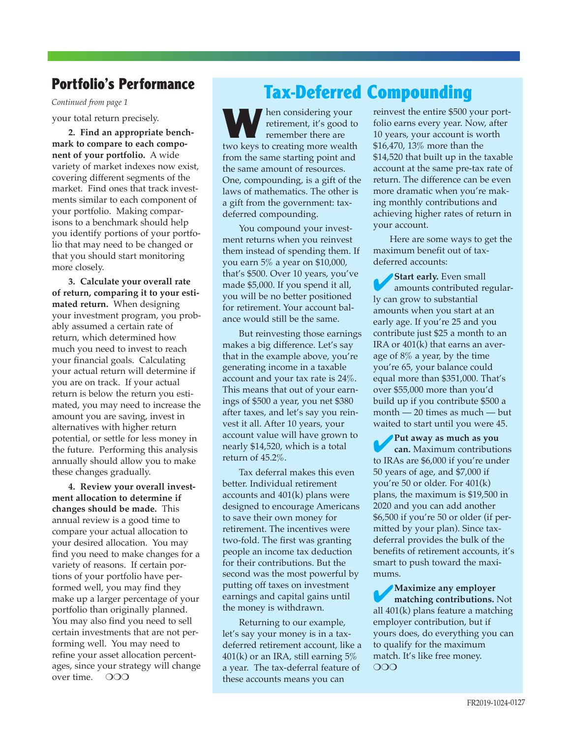## Portfolio's Performance

*Continued from page 1*

your total return precisely.

**2. Find an appropriate benchmark to compare to each component of your portfolio.** A wide variety of market indexes now exist, covering different segments of the market. Find ones that track investments similar to each component of your portfolio. Making comparisons to a benchmark should help you identify portions of your portfolio that may need to be changed or that you should start monitoring more closely.

**3. Calculate your overall rate of return, comparing it to your estimated return.** When designing your investment program, you probably assumed a certain rate of return, which determined how much you need to invest to reach your financial goals. Calculating your actual return will determine if you are on track. If your actual return is below the return you estimated, you may need to increase the amount you are saving, invest in alternatives with higher return potential, or settle for less money in the future. Performing this analysis annually should allow you to make these changes gradually.

**4. Review your overall investment allocation to determine if changes should be made.** This annual review is a good time to compare your actual allocation to your desired allocation. You may find you need to make changes for a variety of reasons. If certain portions of your portfolio have performed well, you may find they make up a larger percentage of your portfolio than originally planned. You may also find you need to sell certain investments that are not performing well. You may need to refine your asset allocation percentages, since your strategy will change over time. ❍❍❍

## Tax-Deferred Compounding

When considering your retirement, it's good to remember there are two keys to creating more wealth from the same starting point and the same amount of resources. One, compounding, is a gift of the laws of mathematics. The other is a gift from the government: tax-deferred compounding.

You compound your investment returns when you reinvest them instead of spending them. If you earn 5% a year on $10,000, that's $500. Over 10 years, you've made $5,000. If you spend it all, you will be no better positioned for retirement. Your account balance would still be the same.

But reinvesting those earnings makes a big difference. Let's say that in the example above, you're generating income in a taxable account and your tax rate is 24%. This means that out of your earnings of $500 a year, you net $380 after taxes, and let's say you reinvest it all. After 10 years, your account value will have grown to nearly $14,520, which is a total return of 45.2%.

Tax deferral makes this even better. Individual retirement accounts and 401(k) plans were designed to encourage Americans to save their own money for retirement. The incentives were two-fold. The first was granting people an income tax deduction for their contributions. But the second was the most powerful by putting off taxes on investment earnings and capital gains until the money is withdrawn.

Returning to our example, let's say your money is in a tax-deferred retirement account, like a 401(k) or an IRA, still earning 5% a year. The tax-deferral feature of these accounts means you can reinvest the entire $500 your portfolio earns every year. Now, after 10 years, your account is worth $16,470, 13% more than the $14,520 that built up in the taxable account at the same pre-tax rate of return. The difference can be even more dramatic when you're making monthly contributions and achieving higher rates of return in your account.

Here are some ways to get the maximum benefit out of tax-deferred accounts:

- ✔ **Start early.** Even small amounts contributed regularly can grow to substantial amounts when you start at an early age. If you're 25 and you contribute just $25 a month to an IRA or 401(k) that earns an average of 8% a year, by the time you're 65, your balance could equal more than $351,000. That's over $55,000 more than you'd build up if you contribute $500 a month — 20 times as much — but waited to start until you were 45.
- ✔ **Put away as much as you can.** Maximum contributions to IRAs are $6,000 if you're under 50 years of age, and $7,000 if you're 50 or older. For 401(k) plans, the maximum is $19,500 in 2020 and you can add another $6,500 if you're 50 or older (if permitted by your plan). Since tax-deferral provides the bulk of the benefits of retirement accounts, it's smart to push toward the maximums.
- ✔ **Maximize any employer matching contributions.** Not all 401(k) plans feature a matching employer contribution, but if yours does, do everything you can to qualify for the maximum match. It's like free money. ❍❍❍

FR2019-1024-0127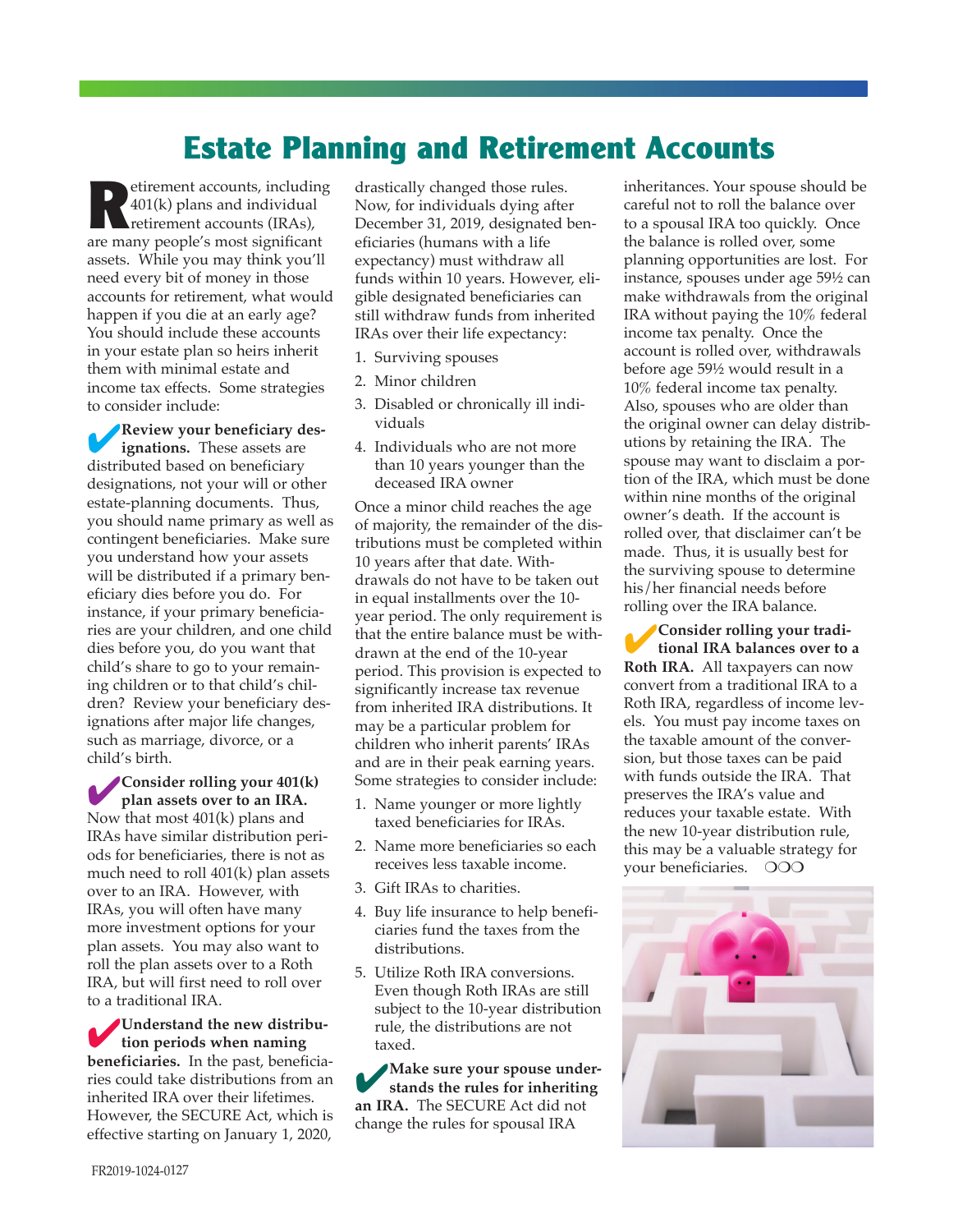# Estate Planning and Retirement Accounts

Retirement accounts, including 401(k) plans and individual retirement accounts (IRAs), are many people's most significant assets. While you may think you'll need every bit of money in those accounts for retirement, what would happen if you die at an early age? You should include these accounts in your estate plan so heirs inherit them with minimal estate and income tax effects. Some strategies to consider include:

✔ **Review your beneficiary designations.** These assets are distributed based on beneficiary designations, not your will or other estate-planning documents. Thus, you should name primary as well as contingent beneficiaries. Make sure you understand how your assets will be distributed if a primary beneficiary dies before you do. For instance, if your primary beneficiaries are your children, and one child dies before you, do you want that child's share to go to your remaining children or to that child's children? Review your beneficiary designations after major life changes, such as marriage, divorce, or a child's birth.

✔ **Consider rolling your 401(k) plan assets over to an IRA.** Now that most 401(k) plans and IRAs have similar distribution periods for beneficiaries, there is not as much need to roll 401(k) plan assets over to an IRA. However, with IRAs, you will often have many more investment options for your plan assets. You may also want to roll the plan assets over to a Roth IRA, but will first need to roll over to a traditional IRA.

✔ **Understand the new distribution periods when naming beneficiaries.** In the past, beneficiaries could take distributions from an inherited IRA over their lifetimes. However, the SECURE Act, which is effective starting on January 1, 2020, drastically changed those rules. Now, for individuals dying after December 31, 2019, designated beneficiaries (humans with a life expectancy) must withdraw all funds within 10 years. However, eligible designated beneficiaries can still withdraw funds from inherited IRAs over their life expectancy:

1. Surviving spouses
2. Minor children
3. Disabled or chronically ill individuals
4. Individuals who are not more than 10 years younger than the deceased IRA owner

Once a minor child reaches the age of majority, the remainder of the distributions must be completed within 10 years after that date. Withdrawals do not have to be taken out in equal installments over the 10-year period. The only requirement is that the entire balance must be withdrawn at the end of the 10-year period. This provision is expected to significantly increase tax revenue from inherited IRA distributions. It may be a particular problem for children who inherit parents' IRAs and are in their peak earning years. Some strategies to consider include:

1. Name younger or more lightly taxed beneficiaries for IRAs.
2. Name more beneficiaries so each receives less taxable income.
3. Gift IRAs to charities.
4. Buy life insurance to help beneficiaries fund the taxes from the distributions.
5. Utilize Roth IRA conversions. Even though Roth IRAs are still subject to the 10-year distribution rule, the distributions are not taxed.

✔ **Make sure your spouse understands the rules for inheriting an IRA.** The SECURE Act did not change the rules for spousal IRA inheritances. Your spouse should be careful not to roll the balance over to a spousal IRA too quickly. Once the balance is rolled over, some planning opportunities are lost. For instance, spouses under age 59½ can make withdrawals from the original IRA without paying the 10% federal income tax penalty. Once the account is rolled over, withdrawals before age 59½ would result in a 10% federal income tax penalty. Also, spouses who are older than the original owner can delay distributions by retaining the IRA. The spouse may want to disclaim a portion of the IRA, which must be done within nine months of the original owner's death. If the account is rolled over, that disclaimer can't be made. Thus, it is usually best for the surviving spouse to determine his/her financial needs before rolling over the IRA balance.

✔ **Consider rolling your traditional IRA balances over to a Roth IRA.** All taxpayers can now convert from a traditional IRA to a Roth IRA, regardless of income levels. You must pay income taxes on the taxable amount of the conversion, but those taxes can be paid with funds outside the IRA. That preserves the IRA's value and reduces your taxable estate. With the new 10-year distribution rule, this may be a valuable strategy for your beneficiaries. ❍❍❍

FR2019-1024-0127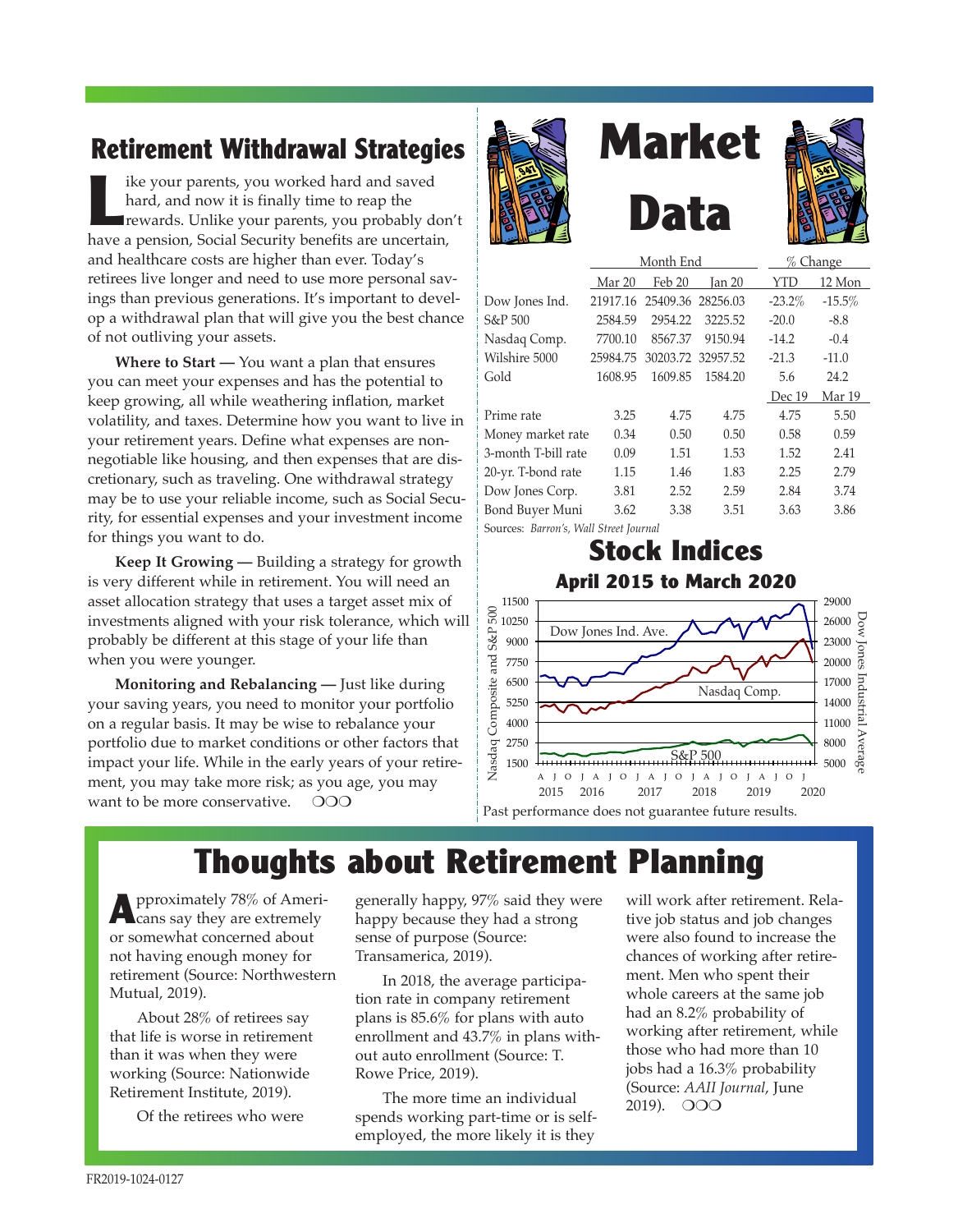## Retirement Withdrawal Strategies

Like your parents, you worked hard and saved hard, and now it is finally time to reap the rewards. Unlike your parents, you probably don't have a pension, Social Security benefits are uncertain, and healthcare costs are higher than ever. Today's retirees live longer and need to use more personal savings than previous generations. It's important to develop a withdrawal plan that will give you the best chance of not outliving your assets.

**Where to Start —** You want a plan that ensures you can meet your expenses and has the potential to keep growing, all while weathering inflation, market volatility, and taxes. Determine how you want to live in your retirement years. Define what expenses are nonnegotiable like housing, and then expenses that are discretionary, such as traveling. One withdrawal strategy may be to use your reliable income, such as Social Security, for essential expenses and your investment income for things you want to do.

**Keep It Growing —** Building a strategy for growth is very different while in retirement. You will need an asset allocation strategy that uses a target asset mix of investments aligned with your risk tolerance, which will probably be different at this stage of your life than when you were younger.

**Monitoring and Rebalancing —** Just like during your saving years, you need to monitor your portfolio on a regular basis. It may be wise to rebalance your portfolio due to market conditions or other factors that impact your life. While in the early years of your retirement, you may take more risk; as you age, you may want to be more conservative. ❍❍❍

## Market Data

| | Month End | | | % Change | |
|---|---|---|---|---|---|
| | Mar 20 | Feb 20 | Jan 20 | YTD | 12 Mon |
| Dow Jones Ind. | 21917.16 | 25409.36 | 28256.03 | -23.2% | -15.5% |
| S&P 500 | 2584.59 | 2954.22 | 3225.52 | -20.0 | -8.8 |
| Nasdaq Comp. | 7700.10 | 8567.37 | 9150.94 | -14.2 | -0.4 |
| Wilshire 5000 | 25984.75 | 30203.72 | 32957.52 | -21.3 | -11.0 |
| Gold | 1608.95 | 1609.85 | 1584.20 | 5.6 | 24.2 |
| | | | | Dec 19 | Mar 19 |
| Prime rate | 3.25 | 4.75 | 4.75 | 4.75 | 5.50 |
| Money market rate | 0.34 | 0.50 | 0.50 | 0.58 | 0.59 |
| 3-month T-bill rate | 0.09 | 1.51 | 1.53 | 1.52 | 2.41 |
| 20-yr. T-bond rate | 1.15 | 1.46 | 1.83 | 2.25 | 2.79 |
| Dow Jones Corp. | 3.81 | 2.52 | 2.59 | 2.84 | 3.74 |
| Bond Buyer Muni | 3.62 | 3.38 | 3.51 | 3.63 | 3.86 |

Sources: *Barron's, Wall Street Journal*

### Stock Indices
### April 2015 to March 2020

Dow Jones Ind. Ave.
Nasdaq Comp.
S&P 500
Nasdaq Composite and S&P 500
Dow Jones Industrial Average
11500, 10250, 9000, 7750, 6500, 5250, 4000, 2750, 1500
29000, 26000, 23000, 20000, 17000, 14000, 11000, 8000, 5000
A J O J A J O J A J O J A J O J A J O J
2015 2016 2017 2018 2019 2020

Past performance does not guarantee future results.

## Thoughts about Retirement Planning

Approximately 78% of Americans say they are extremely or somewhat concerned about not having enough money for retirement (Source: Northwestern Mutual, 2019).

About 28% of retirees say that life is worse in retirement than it was when they were working (Source: Nationwide Retirement Institute, 2019).

Of the retirees who were generally happy, 97% said they were happy because they had a strong sense of purpose (Source: Transamerica, 2019).

In 2018, the average participation rate in company retirement plans is 85.6% for plans with auto enrollment and 43.7% in plans without auto enrollment (Source: T. Rowe Price, 2019).

The more time an individual spends working part-time or is self-employed, the more likely it is they will work after retirement. Relative job status and job changes were also found to increase the chances of working after retirement. Men who spent their whole careers at the same job had an 8.2% probability of working after retirement, while those who had more than 10 jobs had a 16.3% probability (Source: *AAII Journal*, June 2019). ❍❍❍

FR2019-1024-0127